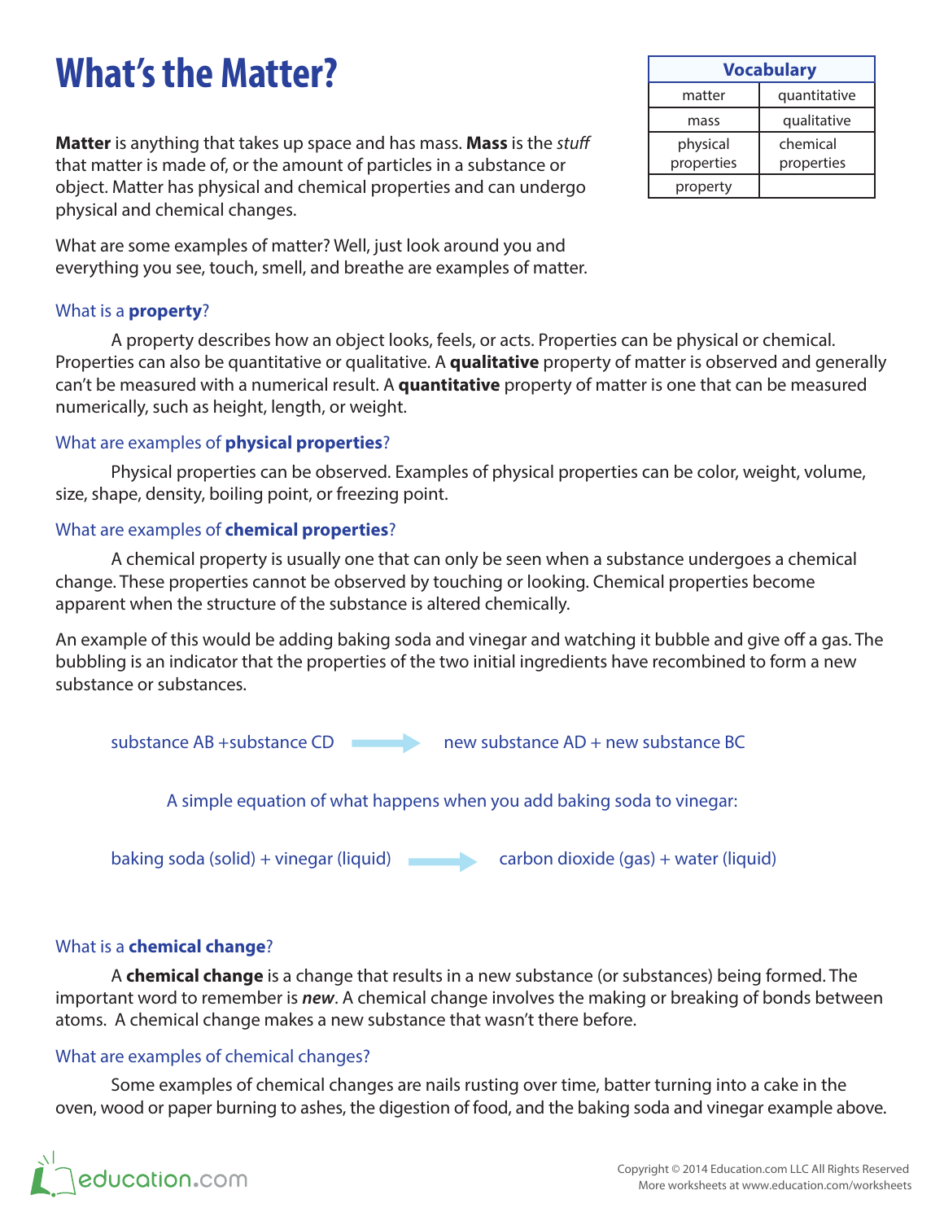# What's the Matter?

| Vocabulary | |
|---|---|
| matter | quantitative |
| mass | qualitative |
| physical properties | chemical properties |
| property | |

**Matter** is anything that takes up space and has mass. **Mass** is the *stuff* that matter is made of, or the amount of particles in a substance or object. Matter has physical and chemical properties and can undergo physical and chemical changes.

What are some examples of matter? Well, just look around you and everything you see, touch, smell, and breathe are examples of matter.

### What is a **property**?

A property describes how an object looks, feels, or acts. Properties can be physical or chemical. Properties can also be quantitative or qualitative. A **qualitative** property of matter is observed and generally can't be measured with a numerical result. A **quantitative** property of matter is one that can be measured numerically, such as height, length, or weight.

### What are examples of **physical properties**?

Physical properties can be observed. Examples of physical properties can be color, weight, volume, size, shape, density, boiling point, or freezing point.

### What are examples of **chemical properties**?

A chemical property is usually one that can only be seen when a substance undergoes a chemical change. These properties cannot be observed by touching or looking. Chemical properties become apparent when the structure of the substance is altered chemically.

An example of this would be adding baking soda and vinegar and watching it bubble and give off a gas. The bubbling is an indicator that the properties of the two initial ingredients have recombined to form a new substance or substances.

substance AB +substance CD → new substance AD + new substance BC

A simple equation of what happens when you add baking soda to vinegar:

baking soda (solid) + vinegar (liquid) → carbon dioxide (gas) + water (liquid)

### What is a **chemical change**?

A **chemical change** is a change that results in a new substance (or substances) being formed. The important word to remember is ***new***. A chemical change involves the making or breaking of bonds between atoms. A chemical change makes a new substance that wasn't there before.

### What are examples of chemical changes?

Some examples of chemical changes are nails rusting over time, batter turning into a cake in the oven, wood or paper burning to ashes, the digestion of food, and the baking soda and vinegar example above.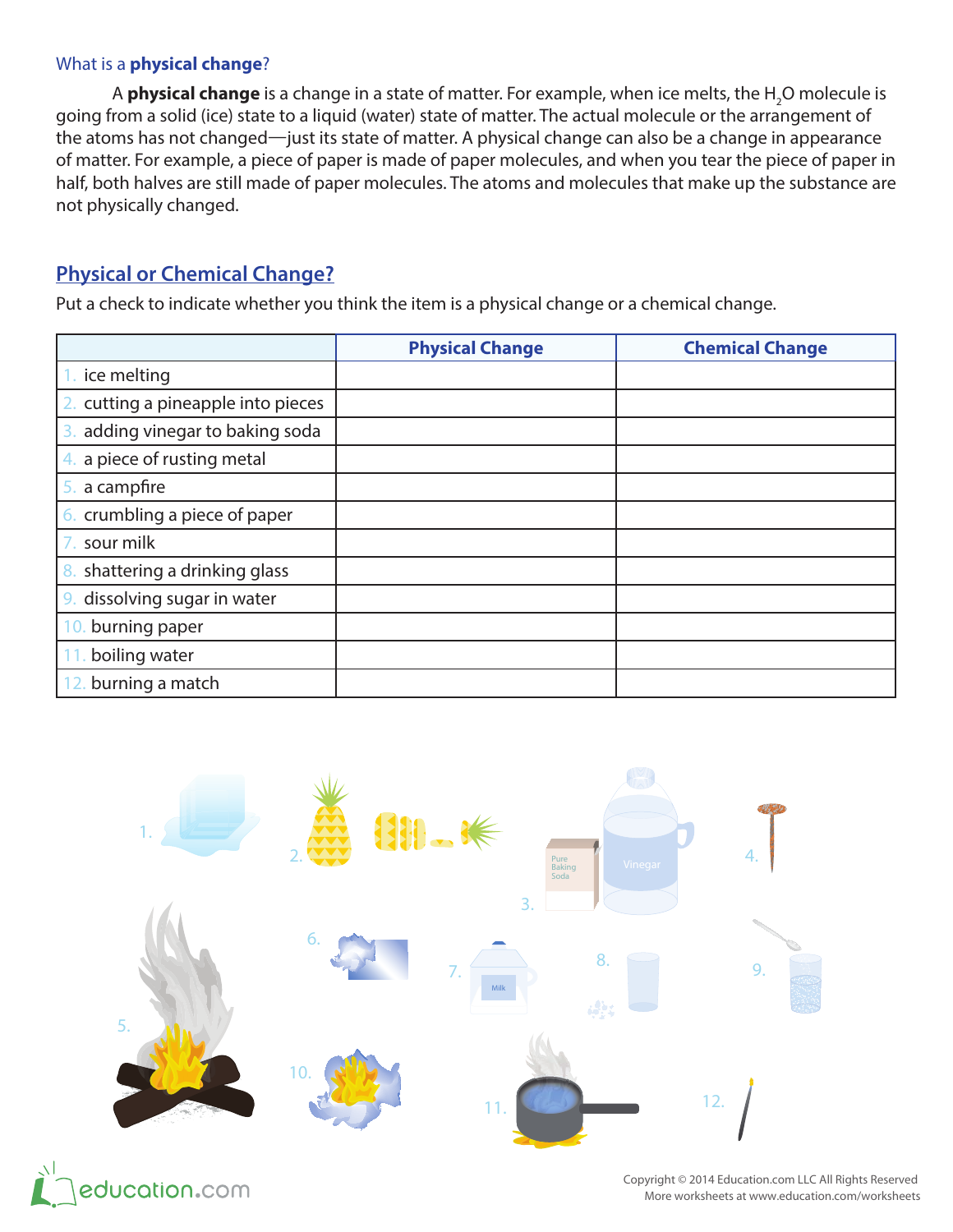## What is a **physical change**?

A **physical change** is a change in a state of matter. For example, when ice melts, the $H_2O$ molecule is going from a solid (ice) state to a liquid (water) state of matter. The actual molecule or the arrangement of the atoms has not changed—just its state of matter. A physical change can also be a change in appearance of matter. For example, a piece of paper is made of paper molecules, and when you tear the piece of paper in half, both halves are still made of paper molecules. The atoms and molecules that make up the substance are not physically changed.

## Physical or Chemical Change?

Put a check to indicate whether you think the item is a physical change or a chemical change.

| | Physical Change | Chemical Change |
|---|---|---|
| 1. ice melting | | |
| 2. cutting a pineapple into pieces | | |
| 3. adding vinegar to baking soda | | |
| 4. a piece of rusting metal | | |
| 5. a campfire | | |
| 6. crumbling a piece of paper | | |
| 7. sour milk | | |
| 8. shattering a drinking glass | | |
| 9. dissolving sugar in water | | |
| 10. burning paper | | |
| 11. boiling water | | |
| 12. burning a match | | |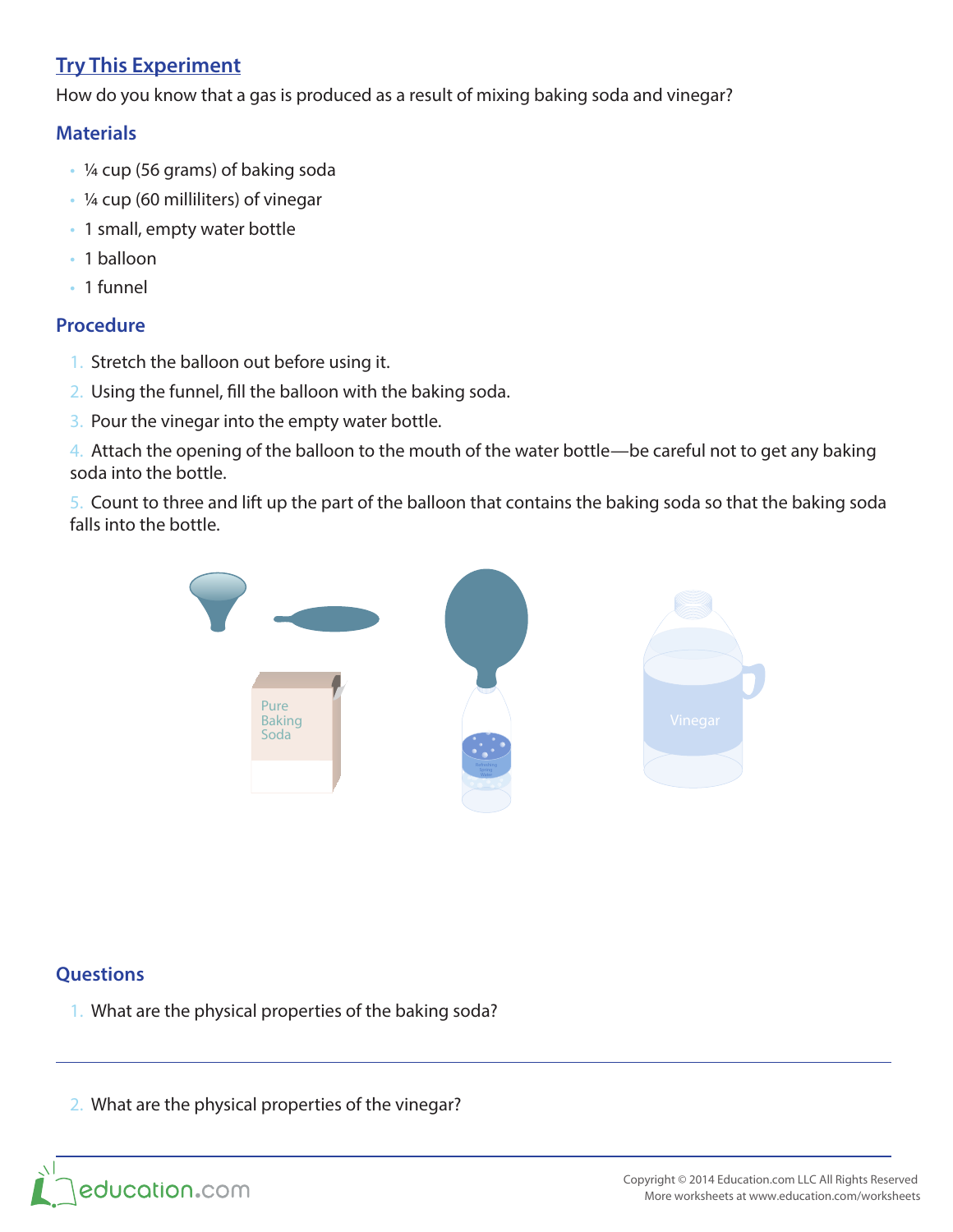## Try This Experiment

How do you know that a gas is produced as a result of mixing baking soda and vinegar?

### Materials

- ¼ cup (56 grams) of baking soda
- ¼ cup (60 milliliters) of vinegar
- 1 small, empty water bottle
- 1 balloon
- 1 funnel

### Procedure

1. Stretch the balloon out before using it.
2. Using the funnel, fill the balloon with the baking soda.
3. Pour the vinegar into the empty water bottle.
4. Attach the opening of the balloon to the mouth of the water bottle—be careful not to get any baking soda into the bottle.
5. Count to three and lift up the part of the balloon that contains the baking soda so that the baking soda falls into the bottle.

### Questions

1. What are the physical properties of the baking soda?

---

2. What are the physical properties of the vinegar?

---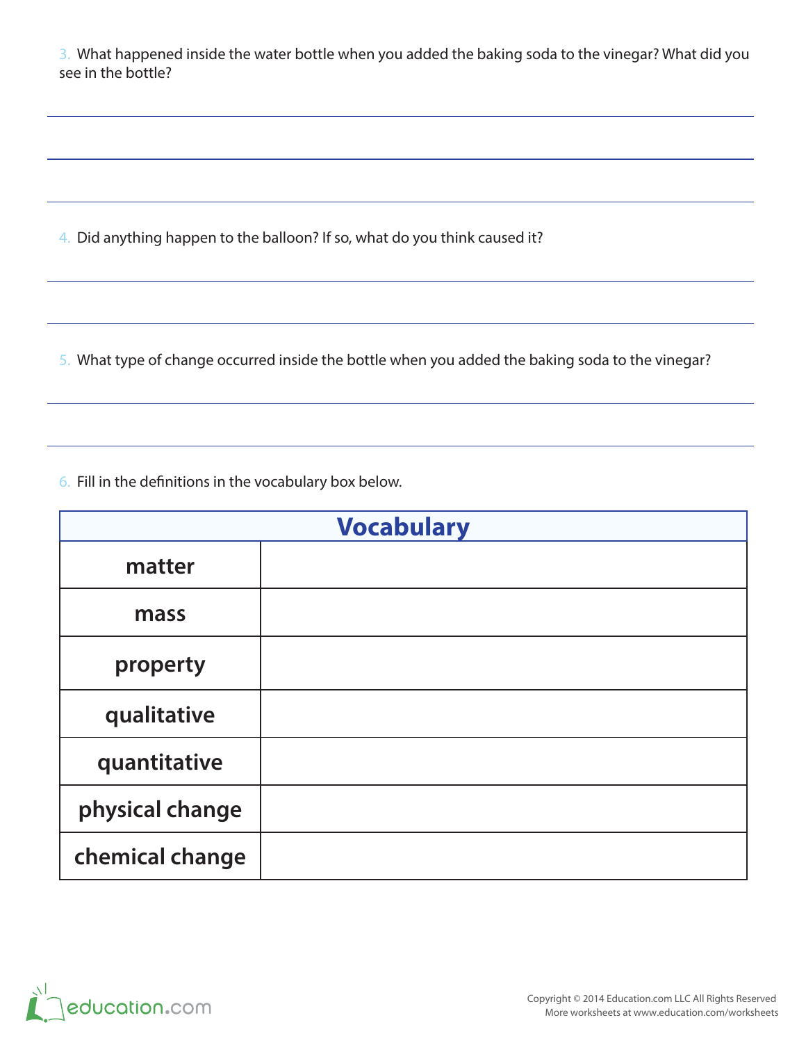3. What happened inside the water bottle when you added the baking soda to the vinegar? What did you see in the bottle?

4. Did anything happen to the balloon? If so, what do you think caused it?

5. What type of change occurred inside the bottle when you added the baking soda to the vinegar?

6. Fill in the definitions in the vocabulary box below.

| Vocabulary | |
|---|---|
| **matter** | |
| **mass** | |
| **property** | |
| **qualitative** | |
| **quantitative** | |
| **physical change** | |
| **chemical change** | |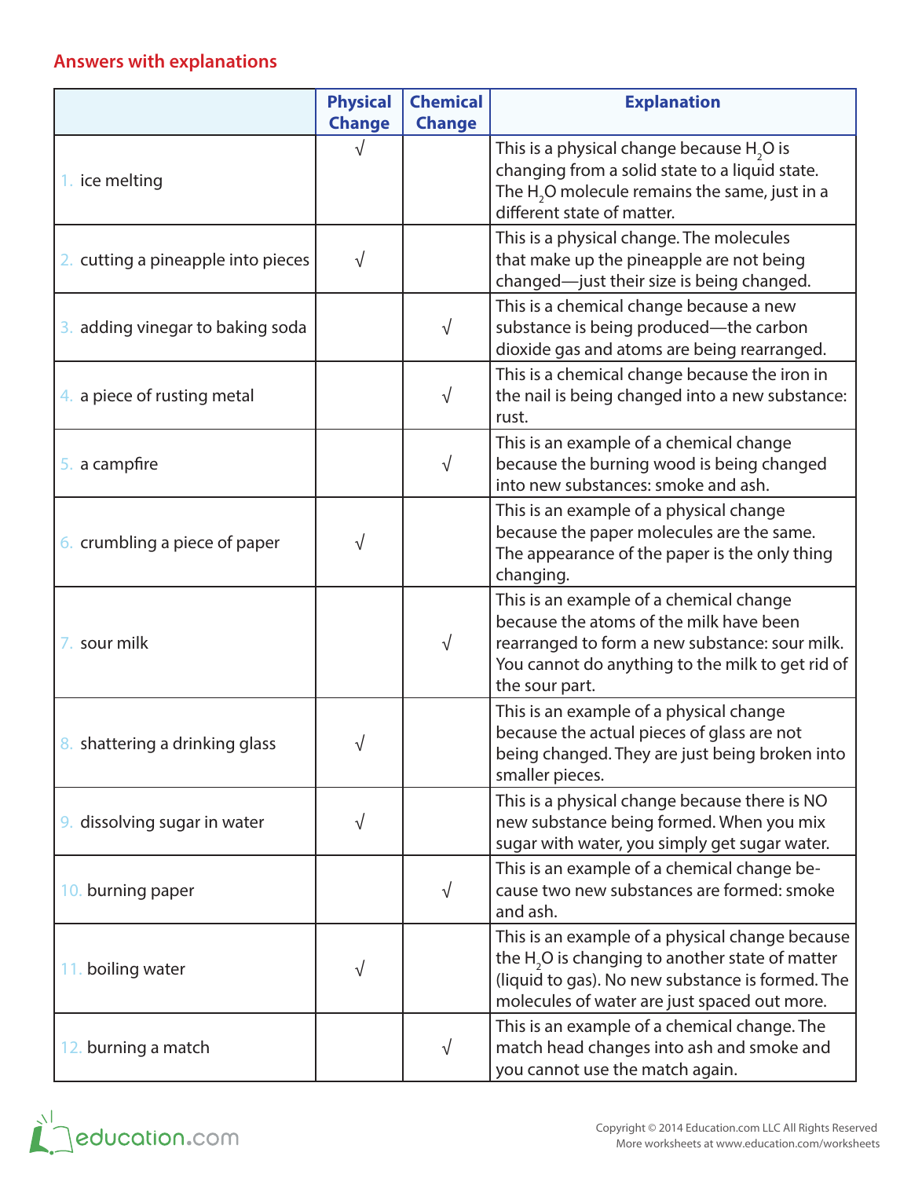## Answers with explanations

| | Physical Change | Chemical Change | Explanation |
|---|---|---|---|
| 1. ice melting | √ | | This is a physical change because $H_2O$ is changing from a solid state to a liquid state. The $H_2O$ molecule remains the same, just in a different state of matter. |
| 2. cutting a pineapple into pieces | √ | | This is a physical change. The molecules that make up the pineapple are not being changed—just their size is being changed. |
| 3. adding vinegar to baking soda | | √ | This is a chemical change because a new substance is being produced—the carbon dioxide gas and atoms are being rearranged. |
| 4. a piece of rusting metal | | √ | This is a chemical change because the iron in the nail is being changed into a new substance: rust. |
| 5. a campfire | | √ | This is an example of a chemical change because the burning wood is being changed into new substances: smoke and ash. |
| 6. crumbling a piece of paper | √ | | This is an example of a physical change because the paper molecules are the same. The appearance of the paper is the only thing changing. |
| 7. sour milk | | √ | This is an example of a chemical change because the atoms of the milk have been rearranged to form a new substance: sour milk. You cannot do anything to the milk to get rid of the sour part. |
| 8. shattering a drinking glass | √ | | This is an example of a physical change because the actual pieces of glass are not being changed. They are just being broken into smaller pieces. |
| 9. dissolving sugar in water | √ | | This is a physical change because there is NO new substance being formed. When you mix sugar with water, you simply get sugar water. |
| 10. burning paper | | √ | This is an example of a chemical change because two new substances are formed: smoke and ash. |
| 11. boiling water | √ | | This is an example of a physical change because the $H_2O$ is changing to another state of matter (liquid to gas). No new substance is formed. The molecules of water are just spaced out more. |
| 12. burning a match | | √ | This is an example of a chemical change. The match head changes into ash and smoke and you cannot use the match again. |

Copyright © 2014 Education.com LLC All Rights Reserved
More worksheets at www.education.com/worksheets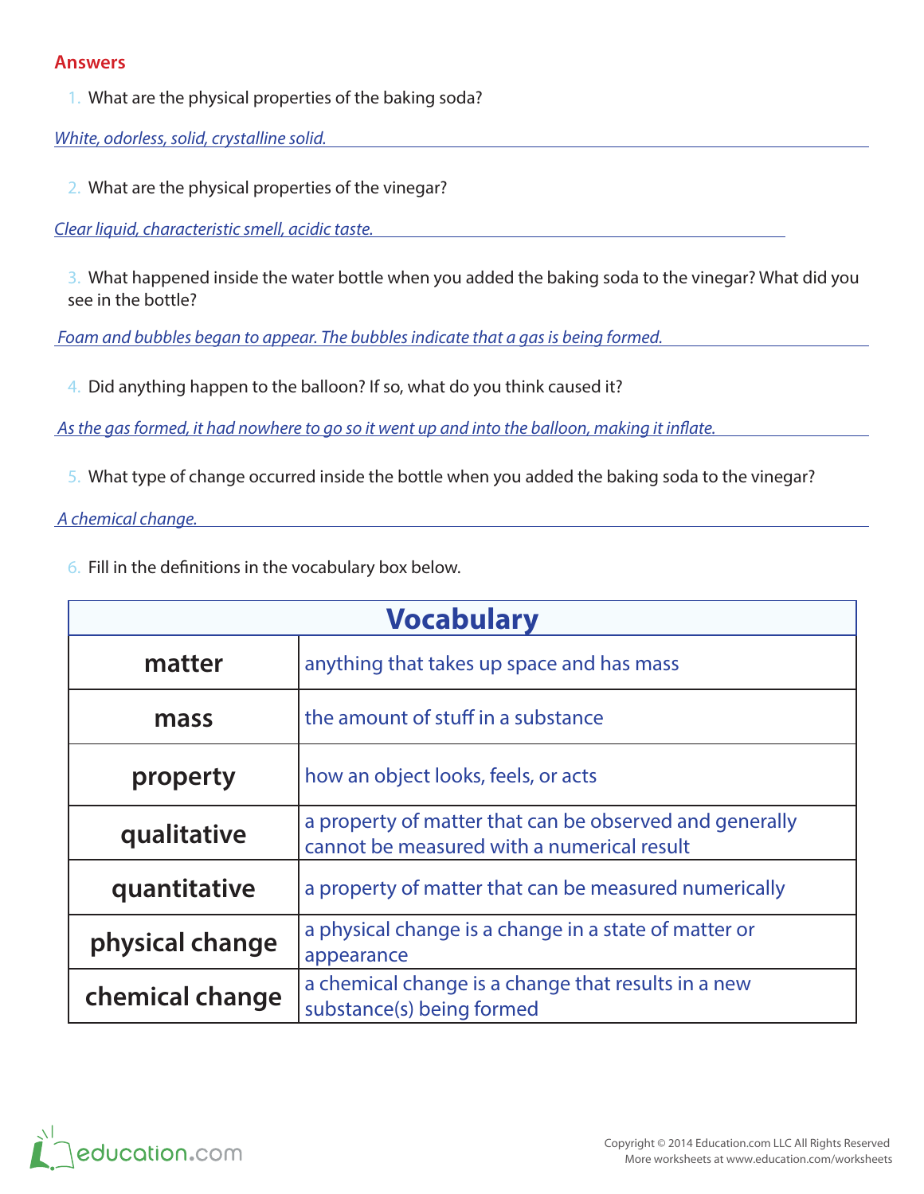## Answers

1. What are the physical properties of the baking soda?

*White, odorless, solid, crystalline solid.*

2. What are the physical properties of the vinegar?

*Clear liquid, characteristic smell, acidic taste.*

3. What happened inside the water bottle when you added the baking soda to the vinegar? What did you see in the bottle?

*Foam and bubbles began to appear. The bubbles indicate that a gas is being formed.*

4. Did anything happen to the balloon? If so, what do you think caused it?

*As the gas formed, it had nowhere to go so it went up and into the balloon, making it inflate.*

5. What type of change occurred inside the bottle when you added the baking soda to the vinegar?

*A chemical change.*

6. Fill in the definitions in the vocabulary box below.

| Vocabulary | |
|---|---|
| **matter** | anything that takes up space and has mass |
| **mass** | the amount of stuff in a substance |
| **property** | how an object looks, feels, or acts |
| **qualitative** | a property of matter that can be observed and generally cannot be measured with a numerical result |
| **quantitative** | a property of matter that can be measured numerically |
| **physical change** | a physical change is a change in a state of matter or appearance |
| **chemical change** | a chemical change is a change that results in a new substance(s) being formed |